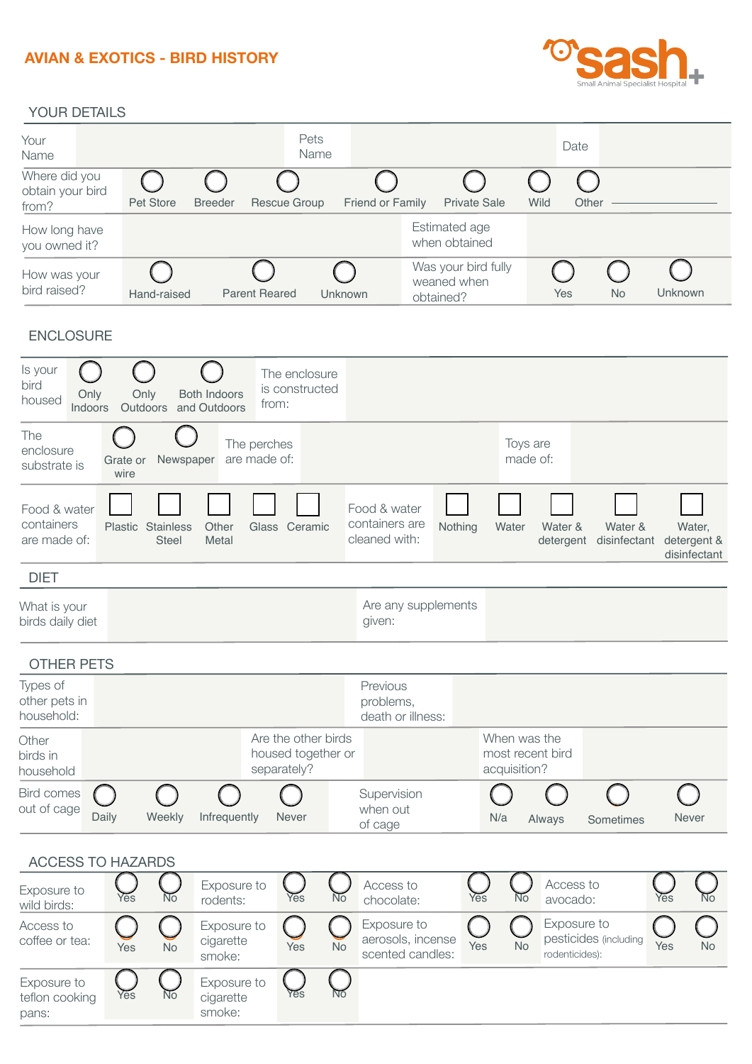## AVIAN & EXOTICS - BIRD HISTORY

sash Small Animal Specialist Hospital

### YOUR DETAILS

| Your Name | | Pets Name | | Date | |
|---|---|---|---|---|---|

Where did you obtain your bird from? ◯ Pet Store ◯ Breeder ◯ Rescue Group ◯ Friend or Family ◯ Private Sale ◯ Wild ◯ Other ________

| How long have you owned it? | | Estimated age when obtained | |
|---|---|---|---|

How was your bird raised? ◯ Hand-raised ◯ Parent Reared ◯ Unknown

Was your bird fully weaned when obtained? ◯ Yes ◯ No ◯ Unknown

### ENCLOSURE

Is your bird housed ◯ Only Indoors ◯ Only Outdoors ◯ Both Indoors and Outdoors

The enclosure is constructed from:

The enclosure substrate is ◯ Grate or wire ◯ Newspaper

The perches are made of:

Toys are made of:

Food & water containers are made of: ☐ Plastic ☐ Stainless Steel ☐ Other Metal ☐ Glass ☐ Ceramic

Food & water containers are cleaned with: ☐ Nothing ☐ Water ☐ Water & detergent ☐ Water & disinfectant ☐ Water, detergent & disinfectant

### DIET

| What is your birds daily diet | | Are any supplements given: | |
|---|---|---|---|

### OTHER PETS

| Types of other pets in household: | | Previous problems, death or illness: | |
|---|---|---|---|

| Other birds in household | | Are the other birds housed together or separately? | | When was the most recent bird acquisition? | |
|---|---|---|---|---|---|

Bird comes out of cage ◯ Daily ◯ Weekly ◯ Infrequently ◯ Never

Supervision when out of cage ◯ N/a ◯ Always ◯ Sometimes ◯ Never

### ACCESS TO HAZARDS

| | | | | | | | |
|---|---|---|---|---|---|---|---|
| Exposure to wild birds: | ◯ Yes ◯ No | Exposure to rodents: | ◯ Yes ◯ No | Access to chocolate: | ◯ Yes ◯ No | Access to avocado: | ◯ Yes ◯ No |
| Access to coffee or tea: | ◯ Yes ◯ No | Exposure to cigarette smoke: | ◯ Yes ◯ No | Exposure to aerosols, incense scented candles: | ◯ Yes ◯ No | Exposure to pesticides (including rodenticides): | ◯ Yes ◯ No |
| Exposure to teflon cooking pans: | ◯ Yes ◯ No | Exposure to cigarette smoke: | ◯ Yes ◯ No | | | | |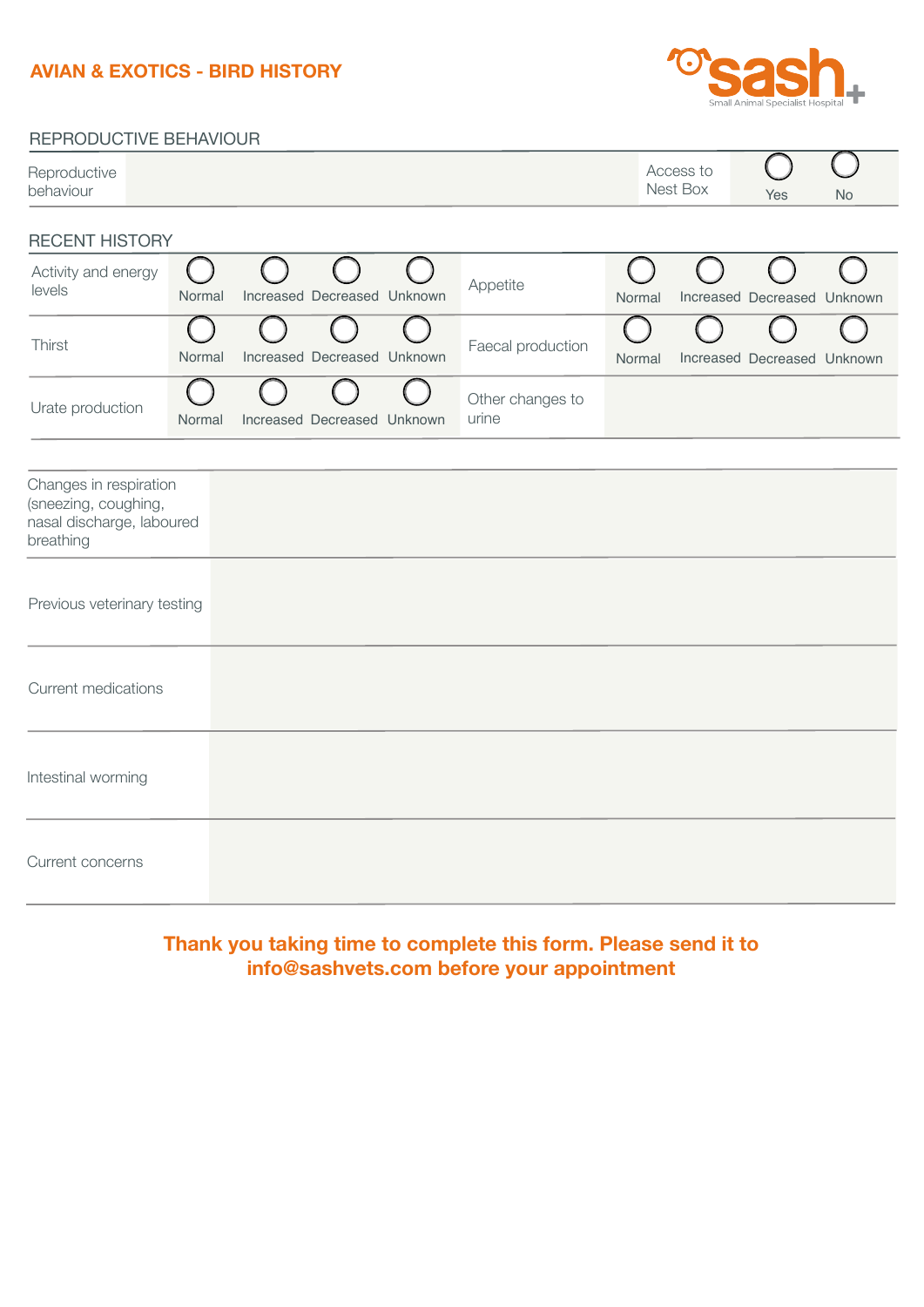## AVIAN & EXOTICS - BIRD HISTORY

sash Small Animal Specialist Hospital

### REPRODUCTIVE BEHAVIOUR

| | | | | |
|---|---|---|---|---|
| Reproductive behaviour | | Access to Nest Box | ◯ Yes | ◯ No |

### RECENT HISTORY

| | | | | | | | | | |
|---|---|---|---|---|---|---|---|---|---|
| Activity and energy levels | ◯ Normal | ◯ Increased | ◯ Decreased | ◯ Unknown | Appetite | ◯ Normal | ◯ Increased | ◯ Decreased | ◯ Unknown |
| Thirst | ◯ Normal | ◯ Increased | ◯ Decreased | ◯ Unknown | Faecal production | ◯ Normal | ◯ Increased | ◯ Decreased | ◯ Unknown |
| Urate production | ◯ Normal | ◯ Increased | ◯ Decreased | ◯ Unknown | Other changes to urine | | | | |

| | |
|---|---|
| Changes in respiration (sneezing, coughing, nasal discharge, laboured breathing | |
| Previous veterinary testing | |
| Current medications | |
| Intestinal worming | |
| Current concerns | |

**Thank you taking time to complete this form. Please send it to info@sashvets.com before your appointment**